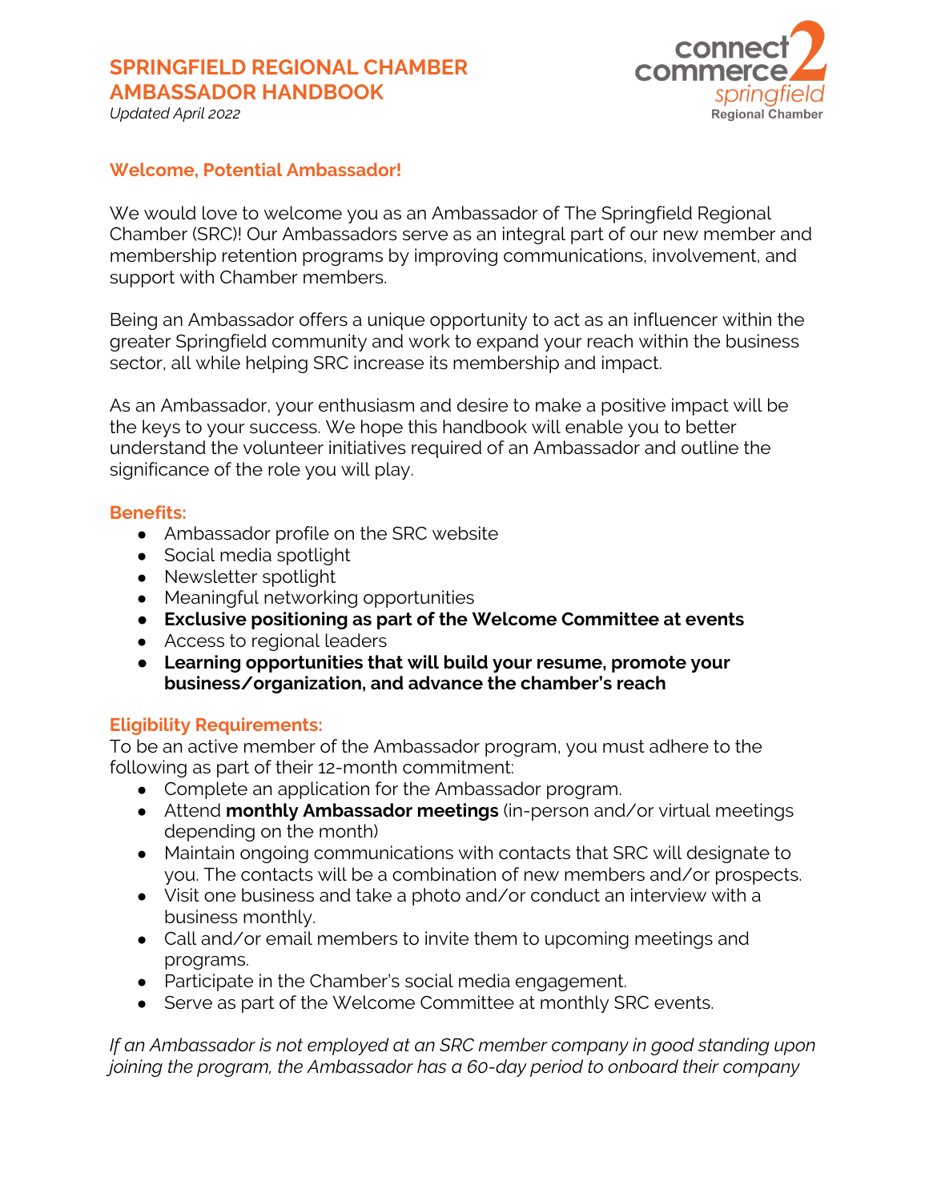# SPRINGFIELD REGIONAL CHAMBER AMBASSADOR HANDBOOK

*Updated April 2022*

connect commerce 2 springfield Regional Chamber

## Welcome, Potential Ambassador!

We would love to welcome you as an Ambassador of The Springfield Regional Chamber (SRC)! Our Ambassadors serve as an integral part of our new member and membership retention programs by improving communications, involvement, and support with Chamber members.

Being an Ambassador offers a unique opportunity to act as an influencer within the greater Springfield community and work to expand your reach within the business sector, all while helping SRC increase its membership and impact.

As an Ambassador, your enthusiasm and desire to make a positive impact will be the keys to your success. We hope this handbook will enable you to better understand the volunteer initiatives required of an Ambassador and outline the significance of the role you will play.

### Benefits:

- Ambassador profile on the SRC website
- Social media spotlight
- Newsletter spotlight
- Meaningful networking opportunities
- **Exclusive positioning as part of the Welcome Committee at events**
- Access to regional leaders
- **Learning opportunities that will build your resume, promote your business/organization, and advance the chamber's reach**

### Eligibility Requirements:

To be an active member of the Ambassador program, you must adhere to the following as part of their 12-month commitment:

- Complete an application for the Ambassador program.
- Attend **monthly Ambassador meetings** (in-person and/or virtual meetings depending on the month)
- Maintain ongoing communications with contacts that SRC will designate to you. The contacts will be a combination of new members and/or prospects.
- Visit one business and take a photo and/or conduct an interview with a business monthly.
- Call and/or email members to invite them to upcoming meetings and programs.
- Participate in the Chamber's social media engagement.
- Serve as part of the Welcome Committee at monthly SRC events.

*If an Ambassador is not employed at an SRC member company in good standing upon joining the program, the Ambassador has a 60-day period to onboard their company*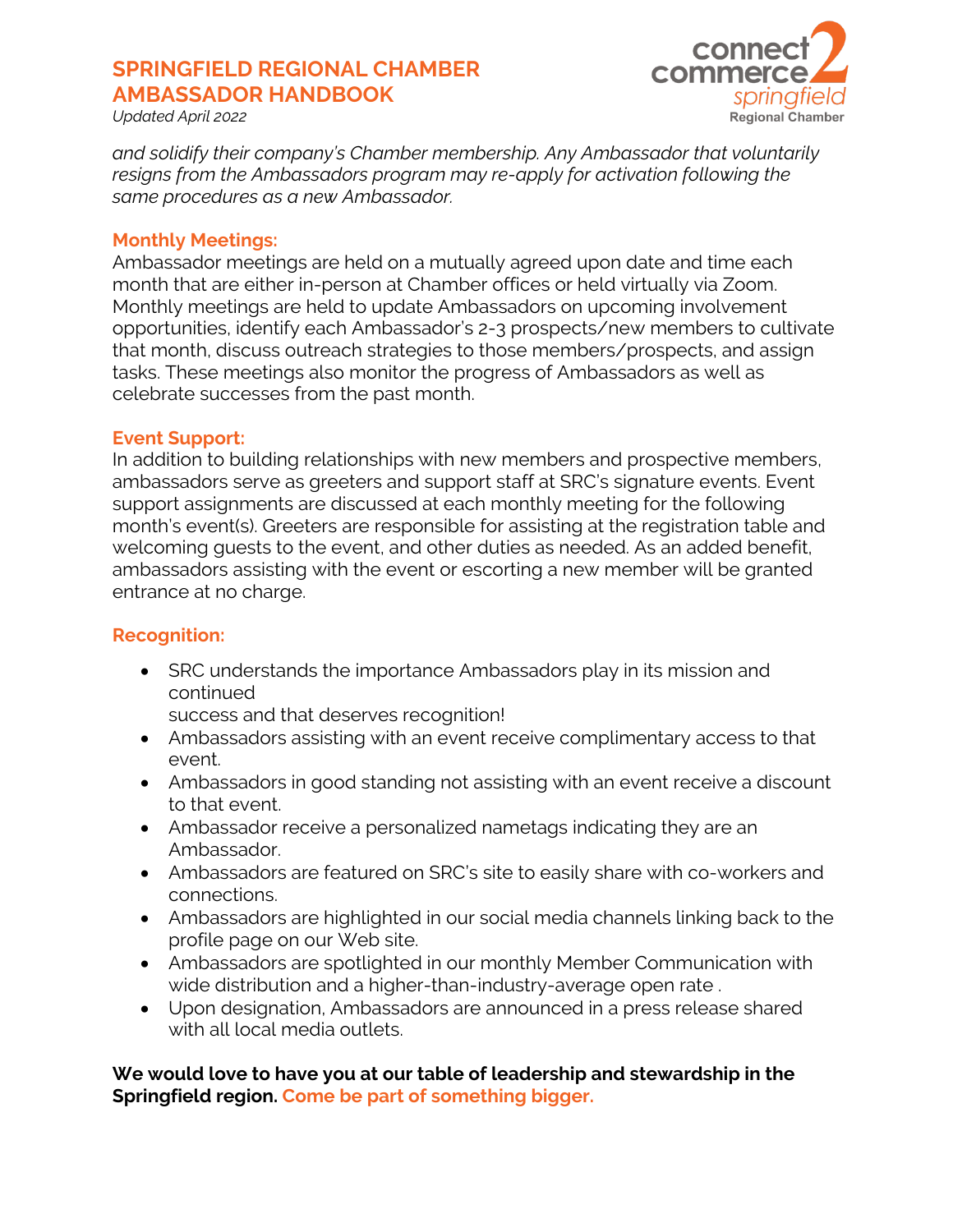*and solidify their company's Chamber membership. Any Ambassador that voluntarily resigns from the Ambassadors program may re-apply for activation following the same procedures as a new Ambassador.*

**Monthly Meetings:**

Ambassador meetings are held on a mutually agreed upon date and time each month that are either in-person at Chamber offices or held virtually via Zoom. Monthly meetings are held to update Ambassadors on upcoming involvement opportunities, identify each Ambassador's 2-3 prospects/new members to cultivate that month, discuss outreach strategies to those members/prospects, and assign tasks. These meetings also monitor the progress of Ambassadors as well as celebrate successes from the past month.

**Event Support:**

In addition to building relationships with new members and prospective members, ambassadors serve as greeters and support staff at SRC's signature events. Event support assignments are discussed at each monthly meeting for the following month's event(s). Greeters are responsible for assisting at the registration table and welcoming guests to the event, and other duties as needed. As an added benefit, ambassadors assisting with the event or escorting a new member will be granted entrance at no charge.

**Recognition:**

- SRC understands the importance Ambassadors play in its mission and continued success and that deserves recognition!
- Ambassadors assisting with an event receive complimentary access to that event.
- Ambassadors in good standing not assisting with an event receive a discount to that event.
- Ambassador receive a personalized nametags indicating they are an Ambassador.
- Ambassadors are featured on SRC's site to easily share with co-workers and connections.
- Ambassadors are highlighted in our social media channels linking back to the profile page on our Web site.
- Ambassadors are spotlighted in our monthly Member Communication with wide distribution and a higher-than-industry-average open rate .
- Upon designation, Ambassadors are announced in a press release shared with all local media outlets.

**We would love to have you at our table of leadership and stewardship in the Springfield region. Come be part of something bigger.**